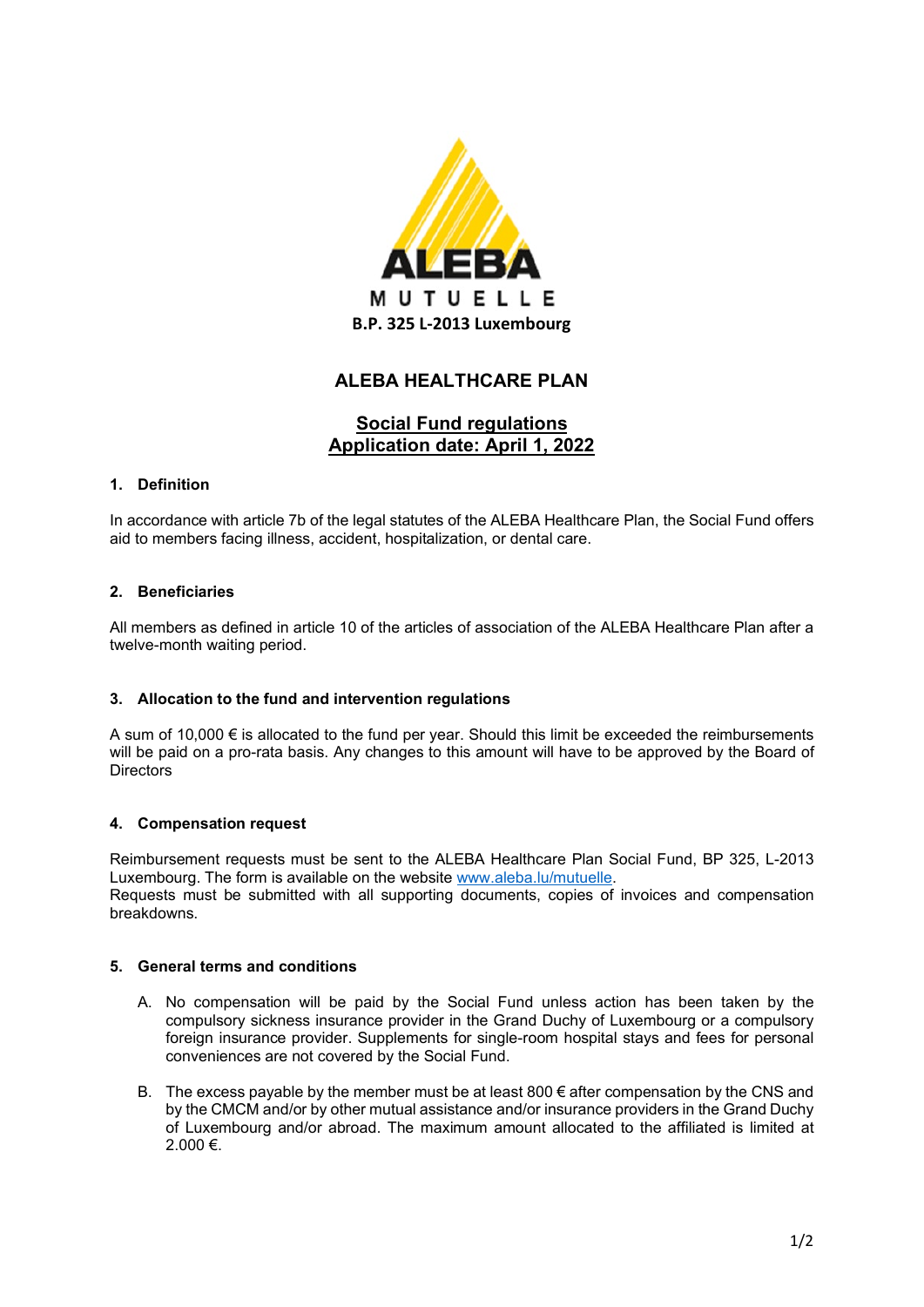ALEBA

MUTUELLE

**B.P. 325 L-2013 Luxembourg**

# ALEBA HEALTHCARE PLAN

## Social Fund regulations
## Application date: April 1, 2022

### 1. Definition

In accordance with article 7b of the legal statutes of the ALEBA Healthcare Plan, the Social Fund offers aid to members facing illness, accident, hospitalization, or dental care.

### 2. Beneficiaries

All members as defined in article 10 of the articles of association of the ALEBA Healthcare Plan after a twelve-month waiting period.

### 3. Allocation to the fund and intervention regulations

A sum of 10,000 € is allocated to the fund per year. Should this limit be exceeded the reimbursements will be paid on a pro-rata basis. Any changes to this amount will have to be approved by the Board of Directors

### 4. Compensation request

Reimbursement requests must be sent to the ALEBA Healthcare Plan Social Fund, BP 325, L-2013 Luxembourg. The form is available on the website [www.aleba.lu/mutuelle](http://www.aleba.lu/mutuelle).
Requests must be submitted with all supporting documents, copies of invoices and compensation breakdowns.

### 5. General terms and conditions

A. No compensation will be paid by the Social Fund unless action has been taken by the compulsory sickness insurance provider in the Grand Duchy of Luxembourg or a compulsory foreign insurance provider. Supplements for single-room hospital stays and fees for personal conveniences are not covered by the Social Fund.

B. The excess payable by the member must be at least 800 € after compensation by the CNS and by the CMCM and/or by other mutual assistance and/or insurance providers in the Grand Duchy of Luxembourg and/or abroad. The maximum amount allocated to the affiliated is limited at 2.000 €.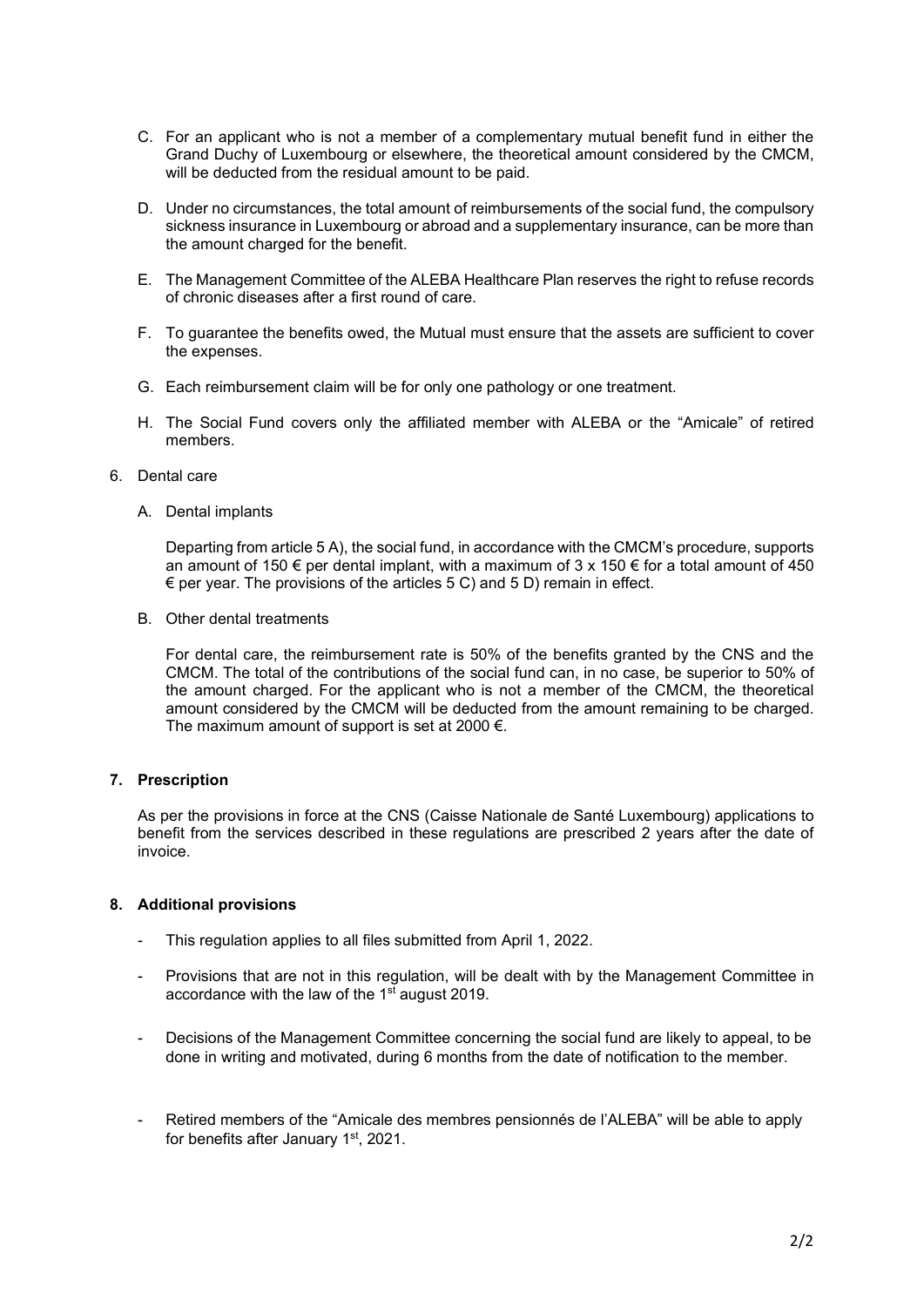C. For an applicant who is not a member of a complementary mutual benefit fund in either the Grand Duchy of Luxembourg or elsewhere, the theoretical amount considered by the CMCM, will be deducted from the residual amount to be paid.

D. Under no circumstances, the total amount of reimbursements of the social fund, the compulsory sickness insurance in Luxembourg or abroad and a supplementary insurance, can be more than the amount charged for the benefit.

E. The Management Committee of the ALEBA Healthcare Plan reserves the right to refuse records of chronic diseases after a first round of care.

F. To guarantee the benefits owed, the Mutual must ensure that the assets are sufficient to cover the expenses.

G. Each reimbursement claim will be for only one pathology or one treatment.

H. The Social Fund covers only the affiliated member with ALEBA or the "Amicale" of retired members.

6. Dental care

   A. Dental implants

   Departing from article 5 A), the social fund, in accordance with the CMCM's procedure, supports an amount of 150 € per dental implant, with a maximum of 3 x 150 € for a total amount of 450 € per year. The provisions of the articles 5 C) and 5 D) remain in effect.

   B. Other dental treatments

   For dental care, the reimbursement rate is 50% of the benefits granted by the CNS and the CMCM. The total of the contributions of the social fund can, in no case, be superior to 50% of the amount charged. For the applicant who is not a member of the CMCM, the theoretical amount considered by the CMCM will be deducted from the amount remaining to be charged. The maximum amount of support is set at 2000 €.

## 7. Prescription

As per the provisions in force at the CNS (Caisse Nationale de Santé Luxembourg) applications to benefit from the services described in these regulations are prescribed 2 years after the date of invoice.

## 8. Additional provisions

- This regulation applies to all files submitted from April 1, 2022.
- Provisions that are not in this regulation, will be dealt with by the Management Committee in accordance with the law of the 1st august 2019.
- Decisions of the Management Committee concerning the social fund are likely to appeal, to be done in writing and motivated, during 6 months from the date of notification to the member.
- Retired members of the "Amicale des membres pensionnés de l'ALEBA" will be able to apply for benefits after January 1st, 2021.